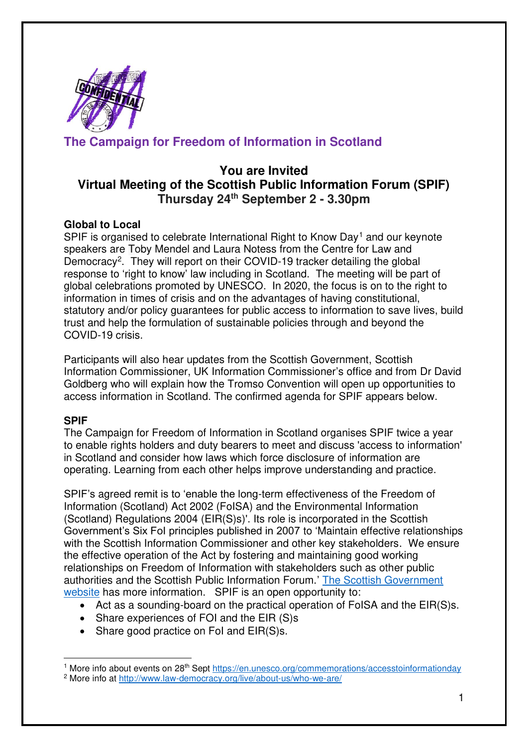## The Campaign for Freedom of Information in Scotland

# You are Invited
# Virtual Meeting of the Scottish Public Information Forum (SPIF)
# Thursday 24th September 2 - 3.30pm

### Global to Local

SPIF is organised to celebrate International Right to Know Day[1] and our keynote speakers are Toby Mendel and Laura Notess from the Centre for Law and Democracy[2]. They will report on their COVID-19 tracker detailing the global response to 'right to know' law including in Scotland. The meeting will be part of global celebrations promoted by UNESCO. In 2020, the focus is on to the right to information in times of crisis and on the advantages of having constitutional, statutory and/or policy guarantees for public access to information to save lives, build trust and help the formulation of sustainable policies through and beyond the COVID-19 crisis.

Participants will also hear updates from the Scottish Government, Scottish Information Commissioner, UK Information Commissioner's office and from Dr David Goldberg who will explain how the Tromso Convention will open up opportunities to access information in Scotland. The confirmed agenda for SPIF appears below.

### SPIF

The Campaign for Freedom of Information in Scotland organises SPIF twice a year to enable rights holders and duty bearers to meet and discuss 'access to information' in Scotland and consider how laws which force disclosure of information are operating. Learning from each other helps improve understanding and practice.

SPIF's agreed remit is to 'enable the long-term effectiveness of the Freedom of Information (Scotland) Act 2002 (FoISA) and the Environmental Information (Scotland) Regulations 2004 (EIR(S)s)'. Its role is incorporated in the Scottish Government's Six FoI principles published in 2007 to 'Maintain effective relationships with the Scottish Information Commissioner and other key stakeholders. We ensure the effective operation of the Act by fostering and maintaining good working relationships on Freedom of Information with stakeholders such as other public authorities and the Scottish Public Information Forum.' [The Scottish Government website] has more information. SPIF is an open opportunity to:

- Act as a sounding-board on the practical operation of FoISA and the EIR(S)s.
- Share experiences of FOI and the EIR (S)s
- Share good practice on FoI and EIR(S)s.

---

[1] More info about events on 28th Sept https://en.unesco.org/commemorations/accesstoinformationday

[2] More info at http://www.law-democracy.org/live/about-us/who-we-are/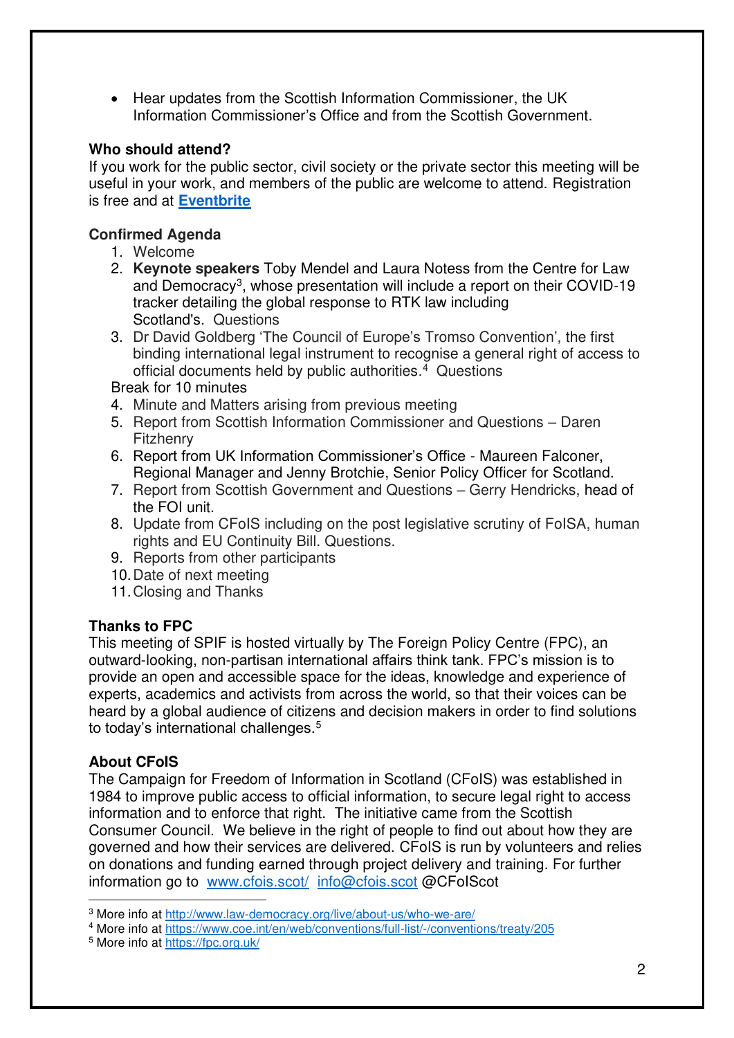- Hear updates from the Scottish Information Commissioner, the UK Information Commissioner's Office and from the Scottish Government.

**Who should attend?**
If you work for the public sector, civil society or the private sector this meeting will be useful in your work, and members of the public are welcome to attend. Registration is free and at **Eventbrite**

**Confirmed Agenda**

1. Welcome
2. **Keynote speakers** Toby Mendel and Laura Notess from the Centre for Law and Democracy[3], whose presentation will include a report on their COVID-19 tracker detailing the global response to RTK law including Scotland's. Questions
3. Dr David Goldberg 'The Council of Europe's Tromso Convention', the first binding international legal instrument to recognise a general right of access to official documents held by public authorities.[4] Questions

Break for 10 minutes

4. Minute and Matters arising from previous meeting
5. Report from Scottish Information Commissioner and Questions – Daren Fitzhenry
6. Report from UK Information Commissioner's Office - Maureen Falconer, Regional Manager and Jenny Brotchie, Senior Policy Officer for Scotland.
7. Report from Scottish Government and Questions – Gerry Hendricks, head of the FOI unit.
8. Update from CFoIS including on the post legislative scrutiny of FoISA, human rights and EU Continuity Bill. Questions.
9. Reports from other participants
10. Date of next meeting
11. Closing and Thanks

**Thanks to FPC**
This meeting of SPIF is hosted virtually by The Foreign Policy Centre (FPC), an outward-looking, non-partisan international affairs think tank. FPC's mission is to provide an open and accessible space for the ideas, knowledge and experience of experts, academics and activists from across the world, so that their voices can be heard by a global audience of citizens and decision makers in order to find solutions to today's international challenges.[5]

**About CFoIS**
The Campaign for Freedom of Information in Scotland (CFoIS) was established in 1984 to improve public access to official information, to secure legal right to access information and to enforce that right. The initiative came from the Scottish Consumer Council. We believe in the right of people to find out about how they are governed and how their services are delivered. CFoIS is run by volunteers and relies on donations and funding earned through project delivery and training. For further information go to www.cfois.scot/ info@cfois.scot @CFoIScot

[3] More info at http://www.law-democracy.org/live/about-us/who-we-are/
[4] More info at https://www.coe.int/en/web/conventions/full-list/-/conventions/treaty/205
[5] More info at https://fpc.org.uk/